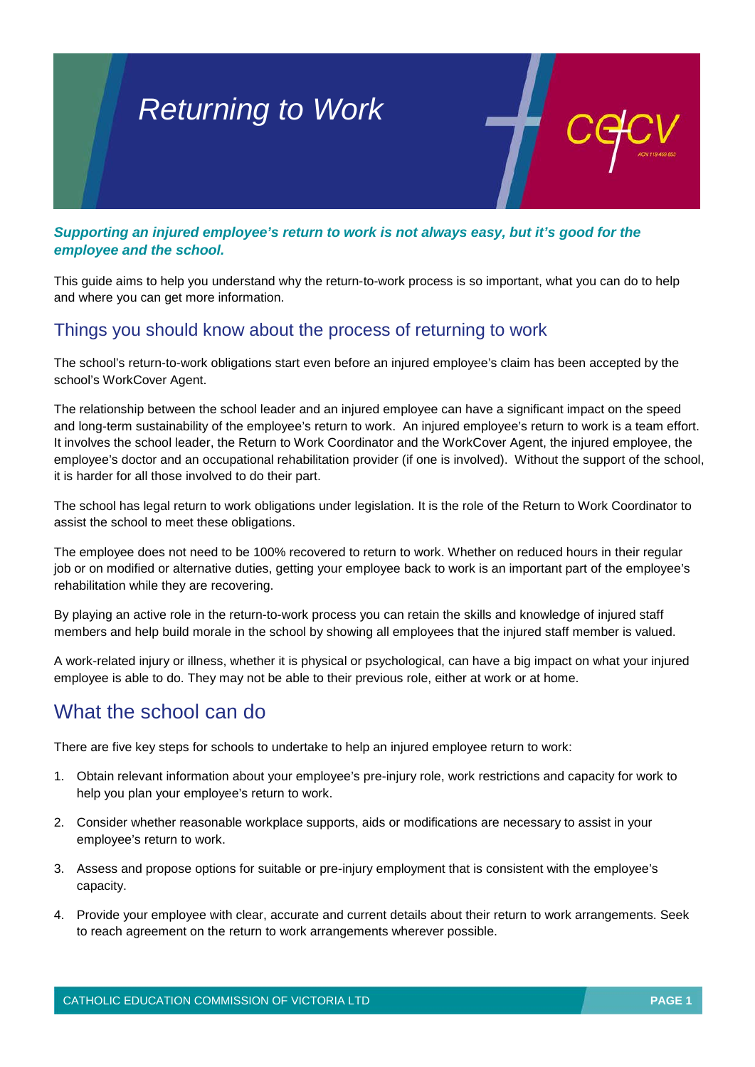# Returning to Work

***Supporting an injured employee's return to work is not always easy, but it's good for the employee and the school.***

This guide aims to help you understand why the return-to-work process is so important, what you can do to help and where you can get more information.

## Things you should know about the process of returning to work

The school's return-to-work obligations start even before an injured employee's claim has been accepted by the school's WorkCover Agent.

The relationship between the school leader and an injured employee can have a significant impact on the speed and long-term sustainability of the employee's return to work. An injured employee's return to work is a team effort. It involves the school leader, the Return to Work Coordinator and the WorkCover Agent, the injured employee, the employee's doctor and an occupational rehabilitation provider (if one is involved). Without the support of the school, it is harder for all those involved to do their part.

The school has legal return to work obligations under legislation. It is the role of the Return to Work Coordinator to assist the school to meet these obligations.

The employee does not need to be 100% recovered to return to work. Whether on reduced hours in their regular job or on modified or alternative duties, getting your employee back to work is an important part of the employee's rehabilitation while they are recovering.

By playing an active role in the return-to-work process you can retain the skills and knowledge of injured staff members and help build morale in the school by showing all employees that the injured staff member is valued.

A work-related injury or illness, whether it is physical or psychological, can have a big impact on what your injured employee is able to do. They may not be able to their previous role, either at work or at home.

## What the school can do

There are five key steps for schools to undertake to help an injured employee return to work:

1. Obtain relevant information about your employee's pre-injury role, work restrictions and capacity for work to help you plan your employee's return to work.
2. Consider whether reasonable workplace supports, aids or modifications are necessary to assist in your employee's return to work.
3. Assess and propose options for suitable or pre-injury employment that is consistent with the employee's capacity.
4. Provide your employee with clear, accurate and current details about their return to work arrangements. Seek to reach agreement on the return to work arrangements wherever possible.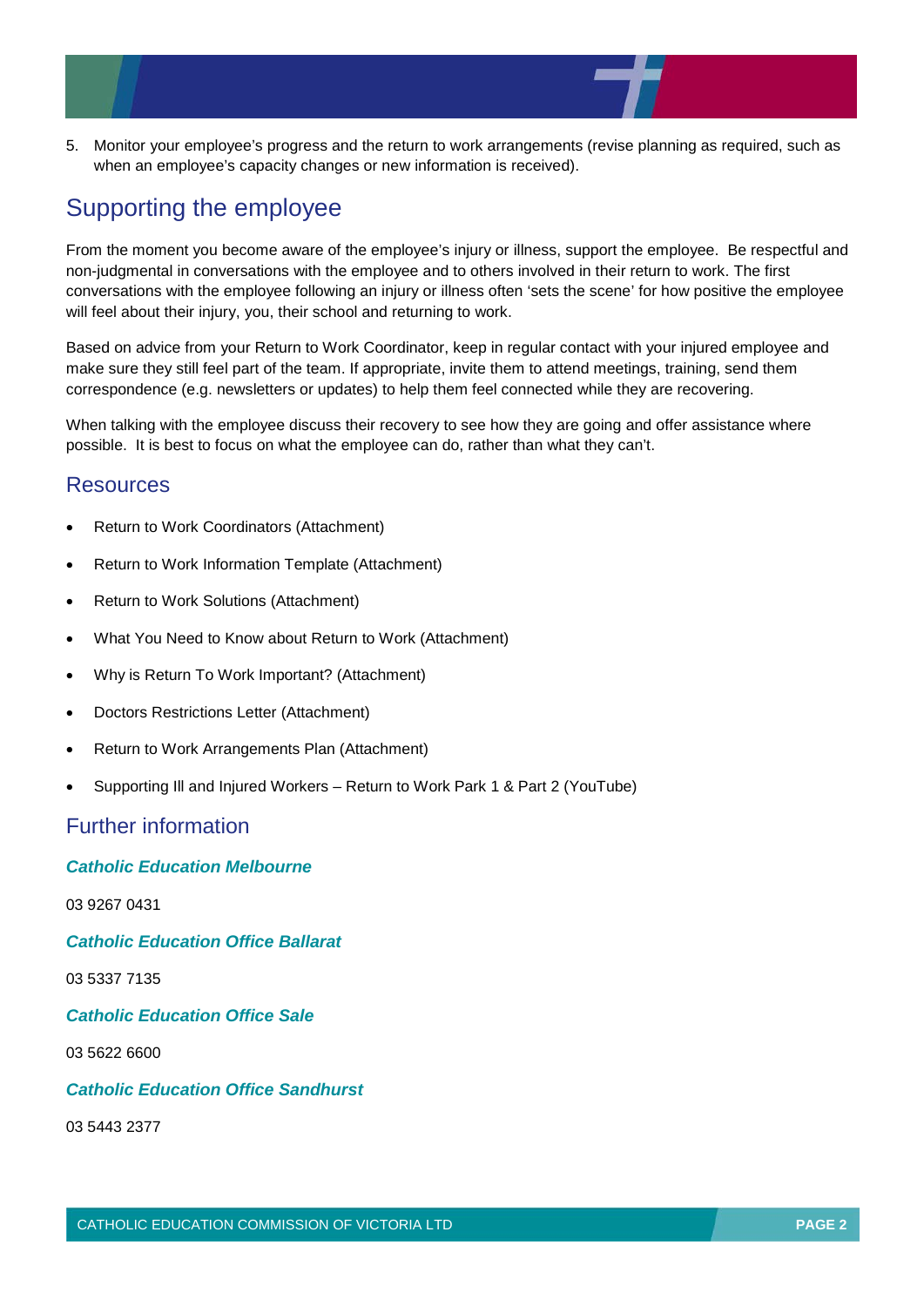5. Monitor your employee's progress and the return to work arrangements (revise planning as required, such as when an employee's capacity changes or new information is received).

## Supporting the employee

From the moment you become aware of the employee's injury or illness, support the employee. Be respectful and non-judgmental in conversations with the employee and to others involved in their return to work. The first conversations with the employee following an injury or illness often 'sets the scene' for how positive the employee will feel about their injury, you, their school and returning to work.

Based on advice from your Return to Work Coordinator, keep in regular contact with your injured employee and make sure they still feel part of the team. If appropriate, invite them to attend meetings, training, send them correspondence (e.g. newsletters or updates) to help them feel connected while they are recovering.

When talking with the employee discuss their recovery to see how they are going and offer assistance where possible. It is best to focus on what the employee can do, rather than what they can't.

### Resources

- Return to Work Coordinators (Attachment)
- Return to Work Information Template (Attachment)
- Return to Work Solutions (Attachment)
- What You Need to Know about Return to Work (Attachment)
- Why is Return To Work Important? (Attachment)
- Doctors Restrictions Letter (Attachment)
- Return to Work Arrangements Plan (Attachment)
- Supporting Ill and Injured Workers – Return to Work Park 1 & Part 2 (YouTube)

## Further information

***Catholic Education Melbourne***

03 9267 0431

***Catholic Education Office Ballarat***

03 5337 7135

***Catholic Education Office Sale***

03 5622 6600

***Catholic Education Office Sandhurst***

03 5443 2377